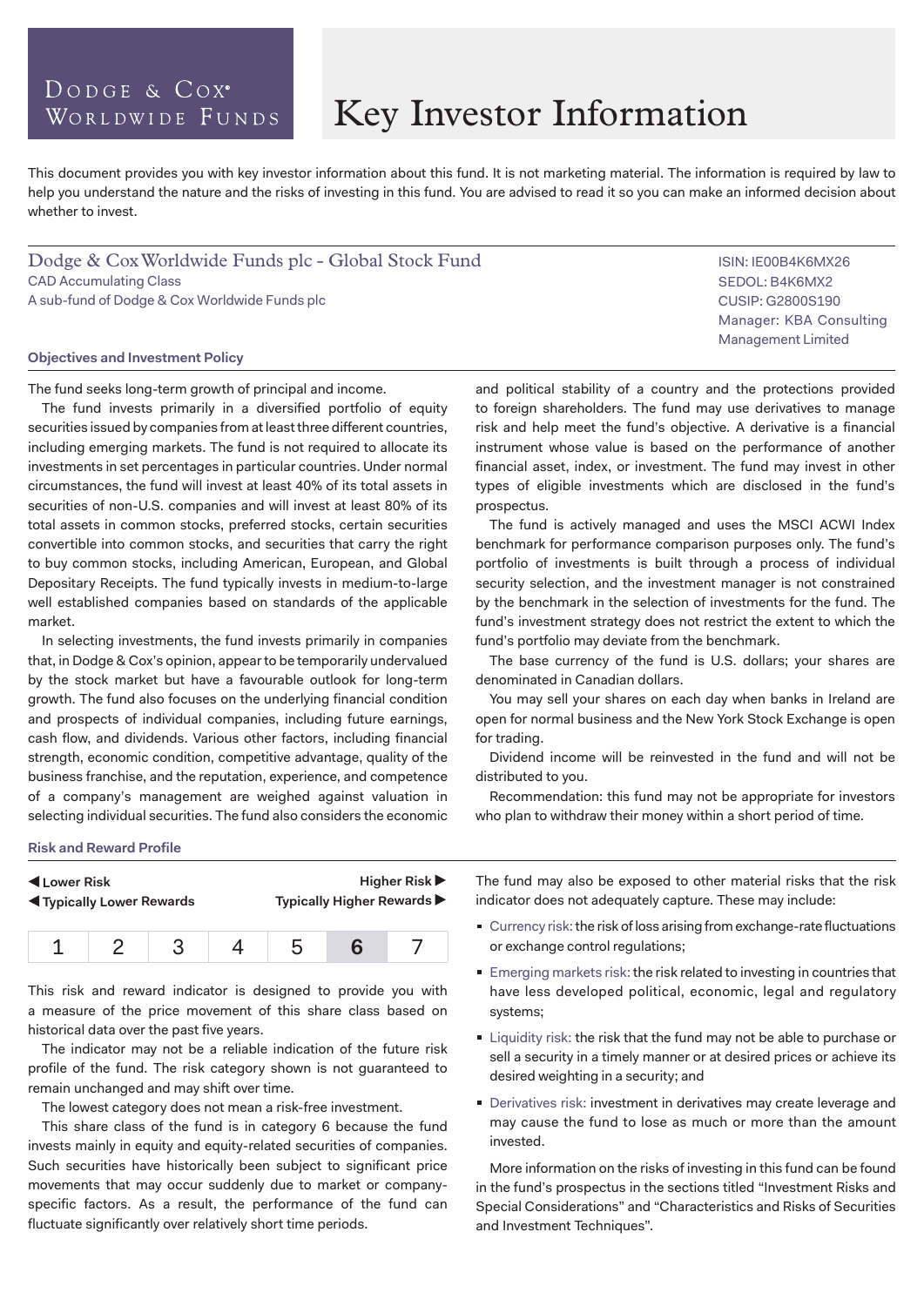Dodge & Cox Worldwide Funds

# Key Investor Information

This document provides you with key investor information about this fund. It is not marketing material. The information is required by law to help you understand the nature and the risks of investing in this fund. You are advised to read it so you can make an informed decision about whether to invest.

## Dodge & Cox Worldwide Funds plc - Global Stock Fund

CAD Accumulating Class
A sub-fund of Dodge & Cox Worldwide Funds plc

ISIN: IE00B4K6MX26
SEDOL: B4K6MX2
CUSIP: G2800S190
Manager: KBA Consulting Management Limited

### Objectives and Investment Policy

The fund seeks long-term growth of principal and income.

The fund invests primarily in a diversified portfolio of equity securities issued by companies from at least three different countries, including emerging markets. The fund is not required to allocate its investments in set percentages in particular countries. Under normal circumstances, the fund will invest at least 40% of its total assets in securities of non-U.S. companies and will invest at least 80% of its total assets in common stocks, preferred stocks, certain securities convertible into common stocks, and securities that carry the right to buy common stocks, including American, European, and Global Depositary Receipts. The fund typically invests in medium-to-large well established companies based on standards of the applicable market.

In selecting investments, the fund invests primarily in companies that, in Dodge & Cox's opinion, appear to be temporarily undervalued by the stock market but have a favourable outlook for long-term growth. The fund also focuses on the underlying financial condition and prospects of individual companies, including future earnings, cash flow, and dividends. Various other factors, including financial strength, economic condition, competitive advantage, quality of the business franchise, and the reputation, experience, and competence of a company's management are weighed against valuation in selecting individual securities. The fund also considers the economic and political stability of a country and the protections provided to foreign shareholders. The fund may use derivatives to manage risk and help meet the fund's objective. A derivative is a financial instrument whose value is based on the performance of another financial asset, index, or investment. The fund may invest in other types of eligible investments which are disclosed in the fund's prospectus.

The fund is actively managed and uses the MSCI ACWI Index benchmark for performance comparison purposes only. The fund's portfolio of investments is built through a process of individual security selection, and the investment manager is not constrained by the benchmark in the selection of investments for the fund. The fund's investment strategy does not restrict the extent to which the fund's portfolio may deviate from the benchmark.

The base currency of the fund is U.S. dollars; your shares are denominated in Canadian dollars.

You may sell your shares on each day when banks in Ireland are open for normal business and the New York Stock Exchange is open for trading.

Dividend income will be reinvested in the fund and will not be distributed to you.

Recommendation: this fund may not be appropriate for investors who plan to withdraw their money within a short period of time.

### Risk and Reward Profile

◀ **Lower Risk** — **Higher Risk** ▶
◀ **Typically Lower Rewards** — **Typically Higher Rewards** ▶

| 1 | 2 | 3 | 4 | 5 | **6** | 7 |
|---|---|---|---|---|---|---|

This risk and reward indicator is designed to provide you with a measure of the price movement of this share class based on historical data over the past five years.

The indicator may not be a reliable indication of the future risk profile of the fund. The risk category shown is not guaranteed to remain unchanged and may shift over time.

The lowest category does not mean a risk-free investment.

This share class of the fund is in category 6 because the fund invests mainly in equity and equity-related securities of companies. Such securities have historically been subject to significant price movements that may occur suddenly due to market or company-specific factors. As a result, the performance of the fund can fluctuate significantly over relatively short time periods.

The fund may also be exposed to other material risks that the risk indicator does not adequately capture. These may include:

- Currency risk: the risk of loss arising from exchange-rate fluctuations or exchange control regulations;
- Emerging markets risk: the risk related to investing in countries that have less developed political, economic, legal and regulatory systems;
- Liquidity risk: the risk that the fund may not be able to purchase or sell a security in a timely manner or at desired prices or achieve its desired weighting in a security; and
- Derivatives risk: investment in derivatives may create leverage and may cause the fund to lose as much or more than the amount invested.

More information on the risks of investing in this fund can be found in the fund's prospectus in the sections titled "Investment Risks and Special Considerations" and "Characteristics and Risks of Securities and Investment Techniques".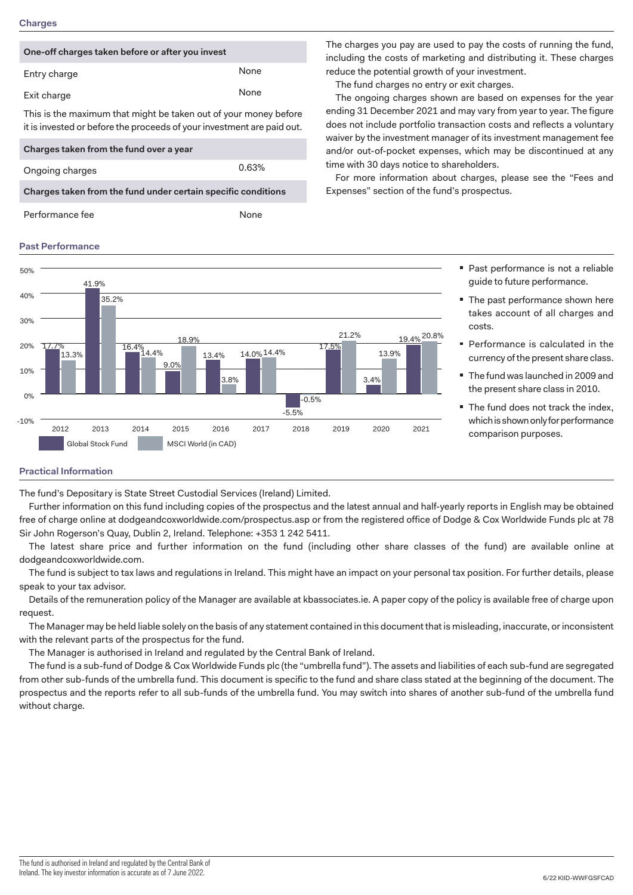## Charges

| One-off charges taken before or after you invest | |
|---|---|
| Entry charge | None |
| Exit charge | None |
| This is the maximum that might be taken out of your money before it is invested or before the proceeds of your investment are paid out. | |
| **Charges taken from the fund over a year** | |
| Ongoing charges | 0.63% |
| **Charges taken from the fund under certain specific conditions** | |
| Performance fee | None |

The charges you pay are used to pay the costs of running the fund, including the costs of marketing and distributing it. These charges reduce the potential growth of your investment.

The fund charges no entry or exit charges.

The ongoing charges shown are based on expenses for the year ending 31 December 2021 and may vary from year to year. The figure does not include portfolio transaction costs and reflects a voluntary waiver by the investment manager of its investment management fee and/or out-of-pocket expenses, which may be discontinued at any time with 30 days notice to shareholders.

For more information about charges, please see the "Fees and Expenses" section of the fund's prospectus.

## Past Performance

50%
40%
30%
20%
10%
0%
-10%

2012: 17.7%, 13.3%
2013: 41.9%, 35.2%
2014: 16.4%, 14.4%
2015: 9.0%, 18.9%
2016: 13.4%, 3.8%
2017: 14.0%, 14.4%
2018: -5.5%, -0.5%
2019: 17.5%, 21.2%
2020: 3.4%, 13.9%
2021: 19.4%, 20.8%

Global Stock Fund
MSCI World (in CAD)

- Past performance is not a reliable guide to future performance.
- The past performance shown here takes account of all charges and costs.
- Performance is calculated in the currency of the present share class.
- The fund was launched in 2009 and the present share class in 2010.
- The fund does not track the index, which is shown only for performance comparison purposes.

## Practical Information

The fund's Depositary is State Street Custodial Services (Ireland) Limited.

Further information on this fund including copies of the prospectus and the latest annual and half-yearly reports in English may be obtained free of charge online at dodgeandcoxworldwide.com/prospectus.asp or from the registered office of Dodge & Cox Worldwide Funds plc at 78 Sir John Rogerson's Quay, Dublin 2, Ireland. Telephone: +353 1 242 5411.

The latest share price and further information on the fund (including other share classes of the fund) are available online at dodgeandcoxworldwide.com.

The fund is subject to tax laws and regulations in Ireland. This might have an impact on your personal tax position. For further details, please speak to your tax advisor.

Details of the remuneration policy of the Manager are available at kbassociates.ie. A paper copy of the policy is available free of charge upon request.

The Manager may be held liable solely on the basis of any statement contained in this document that is misleading, inaccurate, or inconsistent with the relevant parts of the prospectus for the fund.

The Manager is authorised in Ireland and regulated by the Central Bank of Ireland.

The fund is a sub-fund of Dodge & Cox Worldwide Funds plc (the "umbrella fund"). The assets and liabilities of each sub-fund are segregated from other sub-funds of the umbrella fund. This document is specific to the fund and share class stated at the beginning of the document. The prospectus and the reports refer to all sub-funds of the umbrella fund. You may switch into shares of another sub-fund of the umbrella fund without charge.

The fund is authorised in Ireland and regulated by the Central Bank of Ireland. The key investor information is accurate as of 7 June 2022.

6/22 KIID-WWFGSFCAD